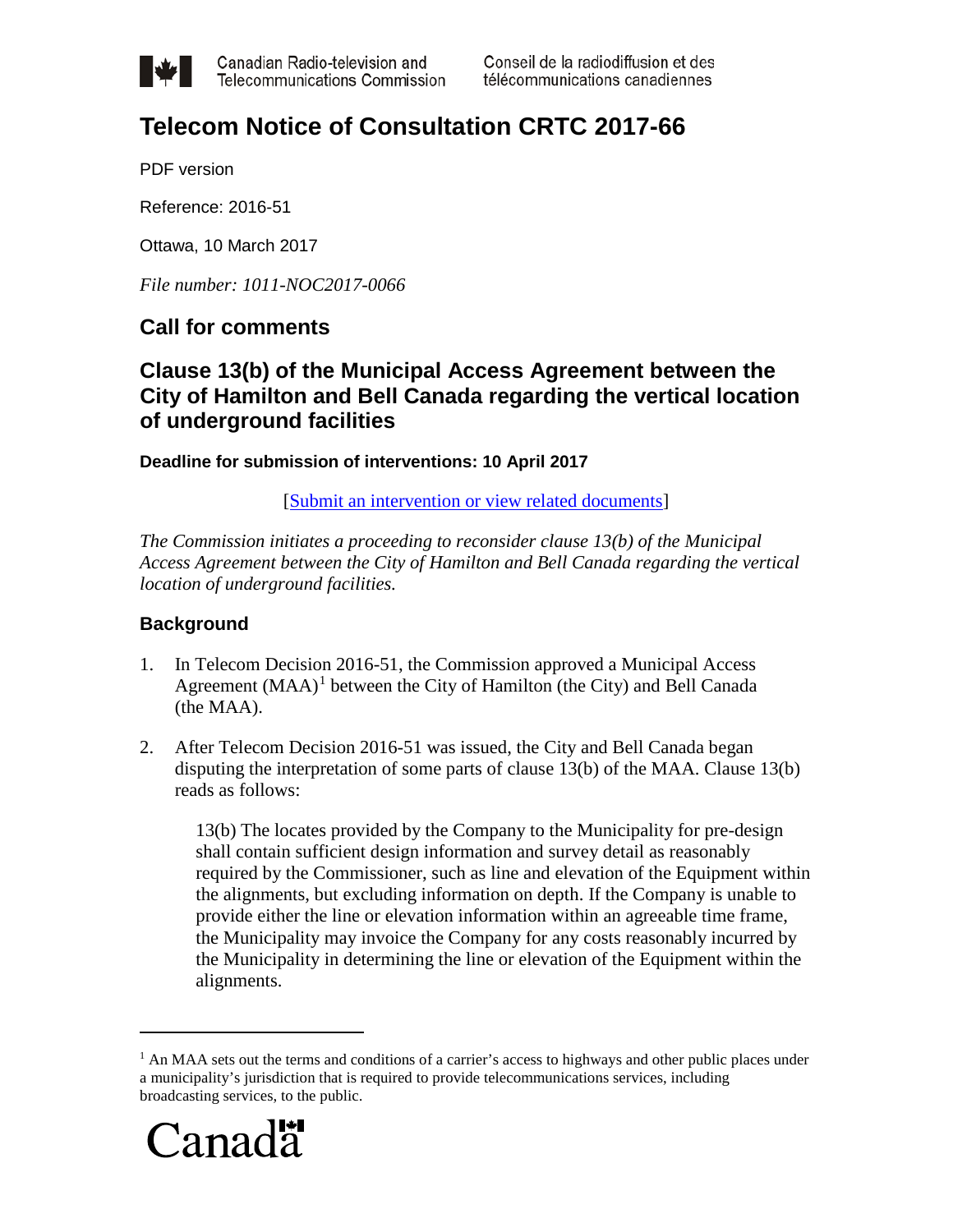Canadian Radio-television and Telecommunications Commission

Conseil de la radiodiffusion et des télécommunications canadiennes

# Telecom Notice of Consultation CRTC 2017-66

PDF version

Reference: 2016-51

Ottawa, 10 March 2017

*File number: 1011-NOC2017-0066*

## Call for comments

## Clause 13(b) of the Municipal Access Agreement between the City of Hamilton and Bell Canada regarding the vertical location of underground facilities

**Deadline for submission of interventions: 10 April 2017**

[Submit an intervention or view related documents]

*The Commission initiates a proceeding to reconsider clause 13(b) of the Municipal Access Agreement between the City of Hamilton and Bell Canada regarding the vertical location of underground facilities.*

### Background

1. In Telecom Decision 2016-51, the Commission approved a Municipal Access Agreement (MAA)[1] between the City of Hamilton (the City) and Bell Canada (the MAA).

2. After Telecom Decision 2016-51 was issued, the City and Bell Canada began disputing the interpretation of some parts of clause 13(b) of the MAA. Clause 13(b) reads as follows:

   13(b) The locates provided by the Company to the Municipality for pre-design shall contain sufficient design information and survey detail as reasonably required by the Commissioner, such as line and elevation of the Equipment within the alignments, but excluding information on depth. If the Company is unable to provide either the line or elevation information within an agreeable time frame, the Municipality may invoice the Company for any costs reasonably incurred by the Municipality in determining the line or elevation of the Equipment within the alignments.

---

[1] An MAA sets out the terms and conditions of a carrier's access to highways and other public places under a municipality's jurisdiction that is required to provide telecommunications services, including broadcasting services, to the public.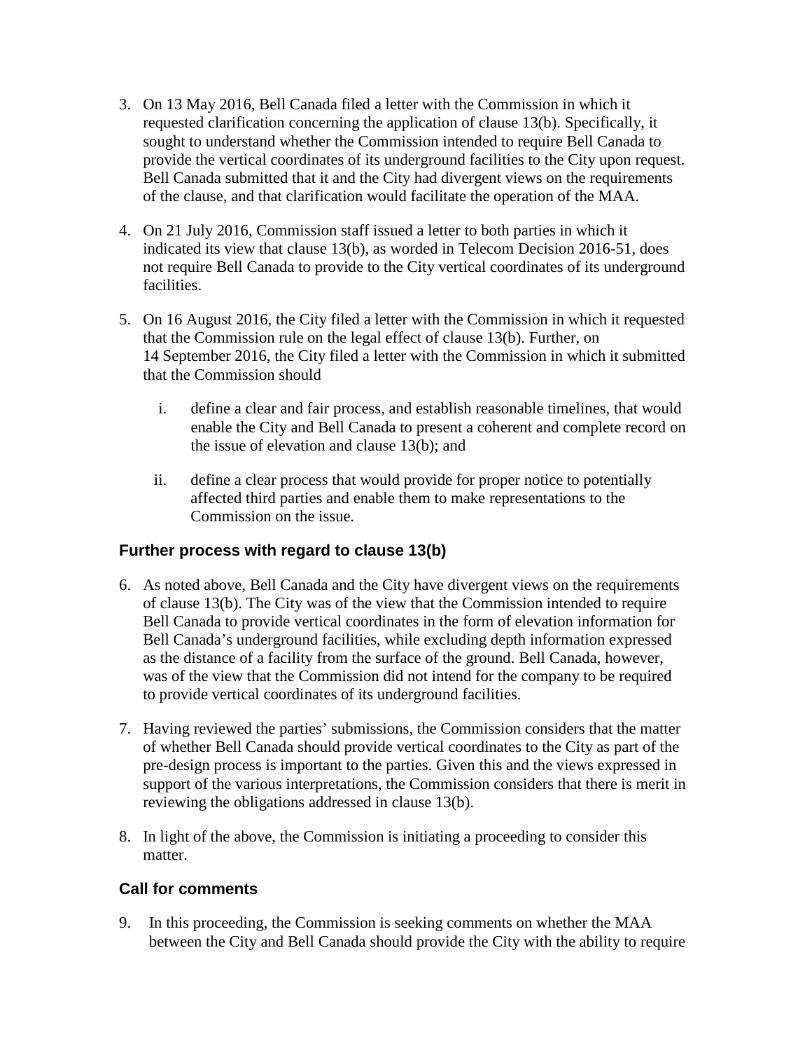3. On 13 May 2016, Bell Canada filed a letter with the Commission in which it requested clarification concerning the application of clause 13(b). Specifically, it sought to understand whether the Commission intended to require Bell Canada to provide the vertical coordinates of its underground facilities to the City upon request. Bell Canada submitted that it and the City had divergent views on the requirements of the clause, and that clarification would facilitate the operation of the MAA.

4. On 21 July 2016, Commission staff issued a letter to both parties in which it indicated its view that clause 13(b), as worded in Telecom Decision 2016-51, does not require Bell Canada to provide to the City vertical coordinates of its underground facilities.

5. On 16 August 2016, the City filed a letter with the Commission in which it requested that the Commission rule on the legal effect of clause 13(b). Further, on 14 September 2016, the City filed a letter with the Commission in which it submitted that the Commission should

   i. define a clear and fair process, and establish reasonable timelines, that would enable the City and Bell Canada to present a coherent and complete record on the issue of elevation and clause 13(b); and

   ii. define a clear process that would provide for proper notice to potentially affected third parties and enable them to make representations to the Commission on the issue.

## Further process with regard to clause 13(b)

6. As noted above, Bell Canada and the City have divergent views on the requirements of clause 13(b). The City was of the view that the Commission intended to require Bell Canada to provide vertical coordinates in the form of elevation information for Bell Canada's underground facilities, while excluding depth information expressed as the distance of a facility from the surface of the ground. Bell Canada, however, was of the view that the Commission did not intend for the company to be required to provide vertical coordinates of its underground facilities.

7. Having reviewed the parties' submissions, the Commission considers that the matter of whether Bell Canada should provide vertical coordinates to the City as part of the pre-design process is important to the parties. Given this and the views expressed in support of the various interpretations, the Commission considers that there is merit in reviewing the obligations addressed in clause 13(b).

8. In light of the above, the Commission is initiating a proceeding to consider this matter.

## Call for comments

9. In this proceeding, the Commission is seeking comments on whether the MAA between the City and Bell Canada should provide the City with the ability to require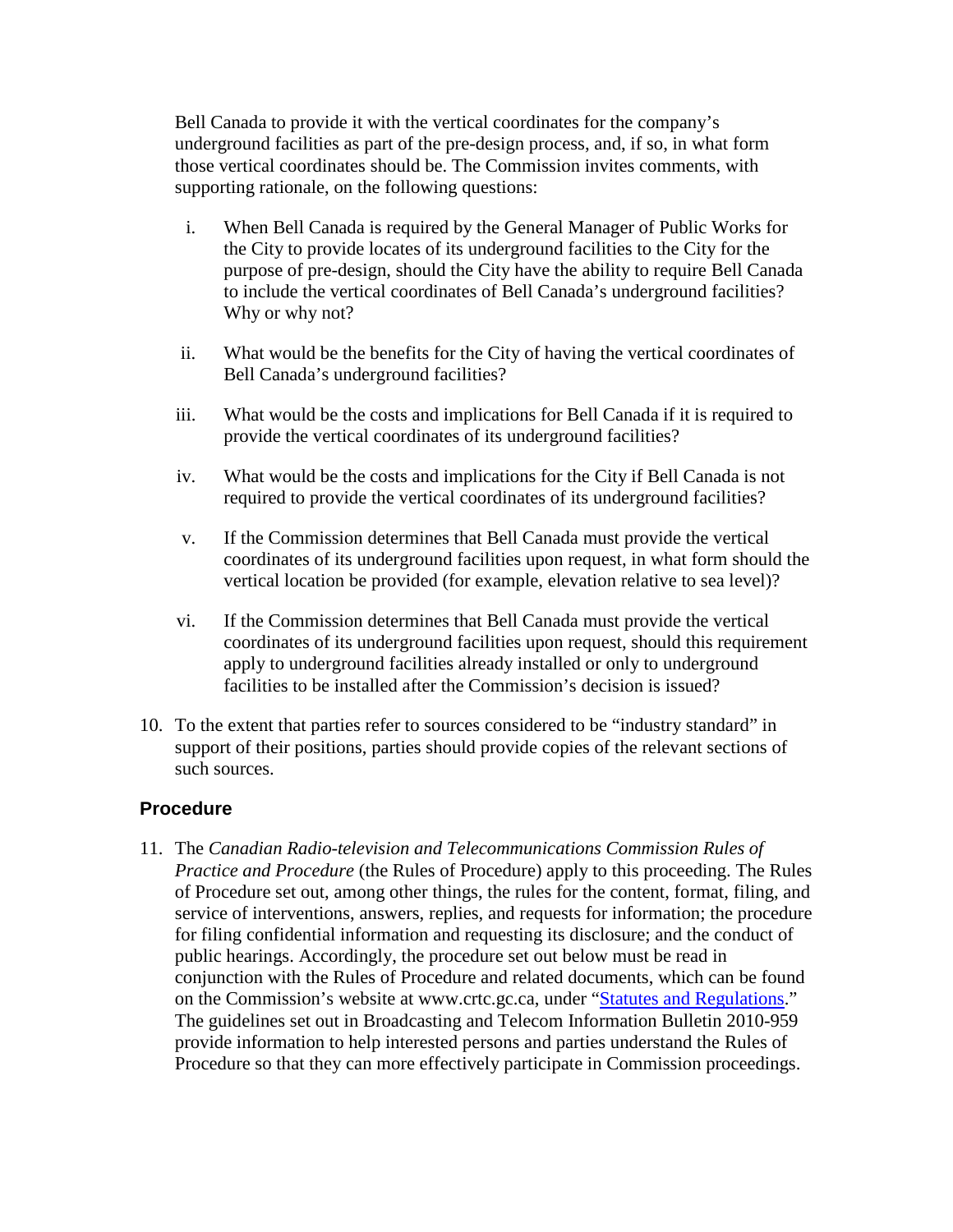Bell Canada to provide it with the vertical coordinates for the company's underground facilities as part of the pre-design process, and, if so, in what form those vertical coordinates should be. The Commission invites comments, with supporting rationale, on the following questions:

i. When Bell Canada is required by the General Manager of Public Works for the City to provide locates of its underground facilities to the City for the purpose of pre-design, should the City have the ability to require Bell Canada to include the vertical coordinates of Bell Canada's underground facilities? Why or why not?

ii. What would be the benefits for the City of having the vertical coordinates of Bell Canada's underground facilities?

iii. What would be the costs and implications for Bell Canada if it is required to provide the vertical coordinates of its underground facilities?

iv. What would be the costs and implications for the City if Bell Canada is not required to provide the vertical coordinates of its underground facilities?

v. If the Commission determines that Bell Canada must provide the vertical coordinates of its underground facilities upon request, in what form should the vertical location be provided (for example, elevation relative to sea level)?

vi. If the Commission determines that Bell Canada must provide the vertical coordinates of its underground facilities upon request, should this requirement apply to underground facilities already installed or only to underground facilities to be installed after the Commission's decision is issued?

10. To the extent that parties refer to sources considered to be "industry standard" in support of their positions, parties should provide copies of the relevant sections of such sources.

## Procedure

11. The *Canadian Radio-television and Telecommunications Commission Rules of Practice and Procedure* (the Rules of Procedure) apply to this proceeding. The Rules of Procedure set out, among other things, the rules for the content, format, filing, and service of interventions, answers, replies, and requests for information; the procedure for filing confidential information and requesting its disclosure; and the conduct of public hearings. Accordingly, the procedure set out below must be read in conjunction with the Rules of Procedure and related documents, which can be found on the Commission's website at www.crtc.gc.ca, under "Statutes and Regulations." The guidelines set out in Broadcasting and Telecom Information Bulletin 2010-959 provide information to help interested persons and parties understand the Rules of Procedure so that they can more effectively participate in Commission proceedings.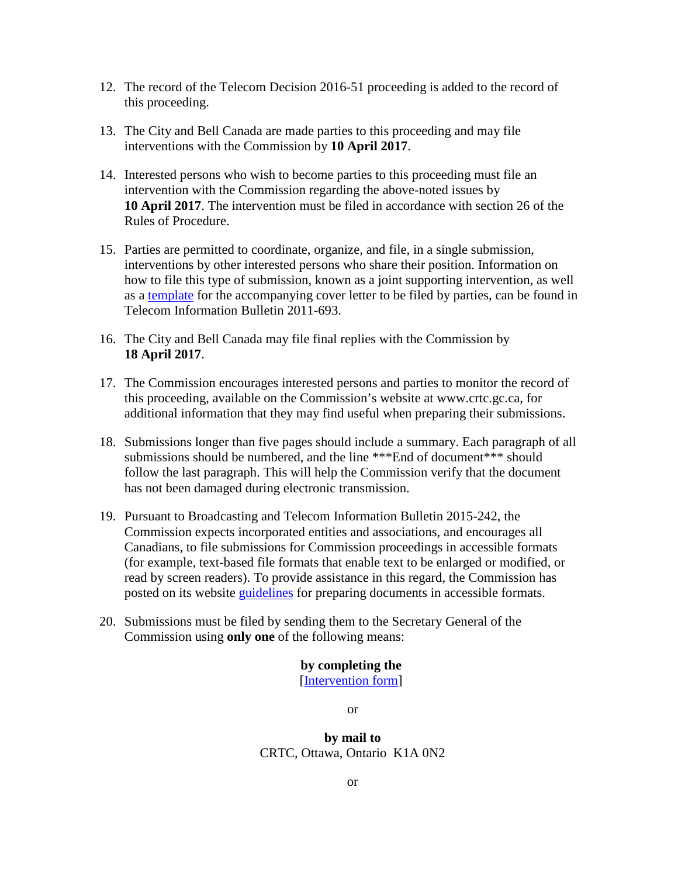12. The record of the Telecom Decision 2016-51 proceeding is added to the record of this proceeding.

13. The City and Bell Canada are made parties to this proceeding and may file interventions with the Commission by **10 April 2017**.

14. Interested persons who wish to become parties to this proceeding must file an intervention with the Commission regarding the above-noted issues by **10 April 2017**. The intervention must be filed in accordance with section 26 of the Rules of Procedure.

15. Parties are permitted to coordinate, organize, and file, in a single submission, interventions by other interested persons who share their position. Information on how to file this type of submission, known as a joint supporting intervention, as well as a [template](template) for the accompanying cover letter to be filed by parties, can be found in Telecom Information Bulletin 2011-693.

16. The City and Bell Canada may file final replies with the Commission by **18 April 2017**.

17. The Commission encourages interested persons and parties to monitor the record of this proceeding, available on the Commission's website at www.crtc.gc.ca, for additional information that they may find useful when preparing their submissions.

18. Submissions longer than five pages should include a summary. Each paragraph of all submissions should be numbered, and the line ***End of document*** should follow the last paragraph. This will help the Commission verify that the document has not been damaged during electronic transmission.

19. Pursuant to Broadcasting and Telecom Information Bulletin 2015-242, the Commission expects incorporated entities and associations, and encourages all Canadians, to file submissions for Commission proceedings in accessible formats (for example, text-based file formats that enable text to be enlarged or modified, or read by screen readers). To provide assistance in this regard, the Commission has posted on its website [guidelines](guidelines) for preparing documents in accessible formats.

20. Submissions must be filed by sending them to the Secretary General of the Commission using **only one** of the following means:

**by completing the**
[[Intervention form](Intervention form)]

or

**by mail to**
CRTC, Ottawa, Ontario K1A 0N2

or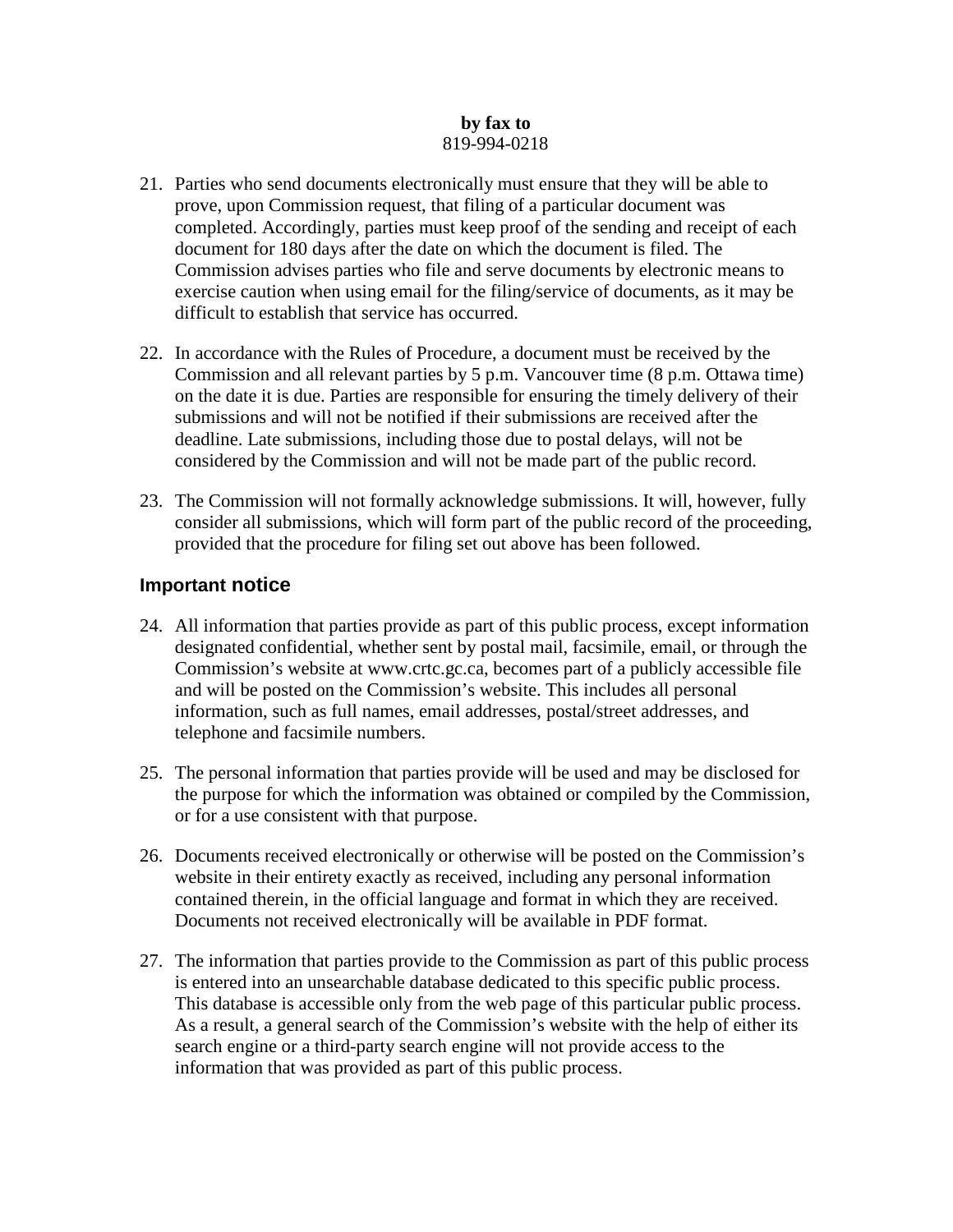**by fax to**
819-994-0218

21. Parties who send documents electronically must ensure that they will be able to prove, upon Commission request, that filing of a particular document was completed. Accordingly, parties must keep proof of the sending and receipt of each document for 180 days after the date on which the document is filed. The Commission advises parties who file and serve documents by electronic means to exercise caution when using email for the filing/service of documents, as it may be difficult to establish that service has occurred.

22. In accordance with the Rules of Procedure, a document must be received by the Commission and all relevant parties by 5 p.m. Vancouver time (8 p.m. Ottawa time) on the date it is due. Parties are responsible for ensuring the timely delivery of their submissions and will not be notified if their submissions are received after the deadline. Late submissions, including those due to postal delays, will not be considered by the Commission and will not be made part of the public record.

23. The Commission will not formally acknowledge submissions. It will, however, fully consider all submissions, which will form part of the public record of the proceeding, provided that the procedure for filing set out above has been followed.

## Important notice

24. All information that parties provide as part of this public process, except information designated confidential, whether sent by postal mail, facsimile, email, or through the Commission's website at www.crtc.gc.ca, becomes part of a publicly accessible file and will be posted on the Commission's website. This includes all personal information, such as full names, email addresses, postal/street addresses, and telephone and facsimile numbers.

25. The personal information that parties provide will be used and may be disclosed for the purpose for which the information was obtained or compiled by the Commission, or for a use consistent with that purpose.

26. Documents received electronically or otherwise will be posted on the Commission's website in their entirety exactly as received, including any personal information contained therein, in the official language and format in which they are received. Documents not received electronically will be available in PDF format.

27. The information that parties provide to the Commission as part of this public process is entered into an unsearchable database dedicated to this specific public process. This database is accessible only from the web page of this particular public process. As a result, a general search of the Commission's website with the help of either its search engine or a third-party search engine will not provide access to the information that was provided as part of this public process.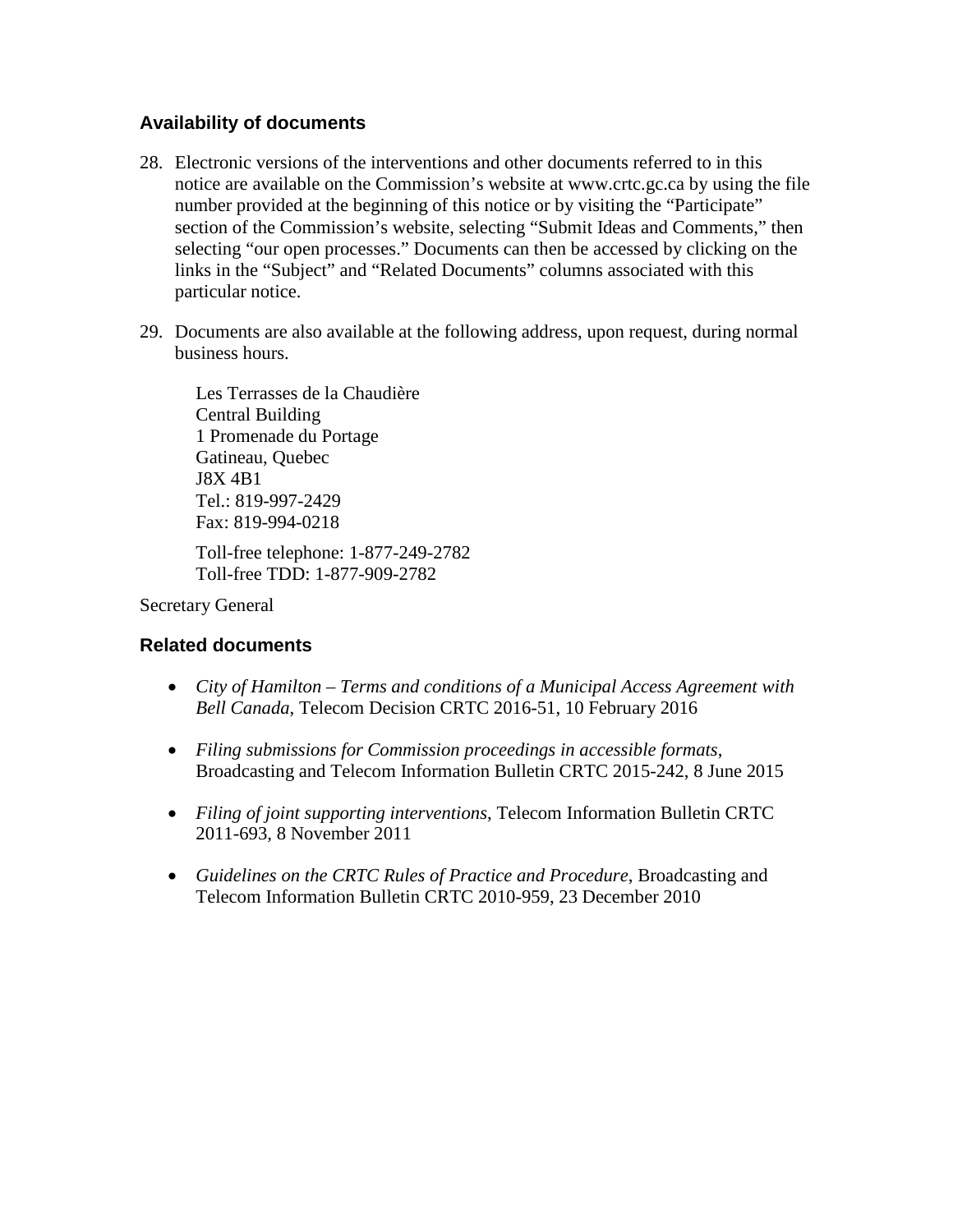## Availability of documents

28. Electronic versions of the interventions and other documents referred to in this notice are available on the Commission's website at www.crtc.gc.ca by using the file number provided at the beginning of this notice or by visiting the "Participate" section of the Commission's website, selecting "Submit Ideas and Comments," then selecting "our open processes." Documents can then be accessed by clicking on the links in the "Subject" and "Related Documents" columns associated with this particular notice.

29. Documents are also available at the following address, upon request, during normal business hours.

    Les Terrasses de la Chaudière
    Central Building
    1 Promenade du Portage
    Gatineau, Quebec
    J8X 4B1
    Tel.: 819-997-2429
    Fax: 819-994-0218

    Toll-free telephone: 1-877-249-2782
    Toll-free TDD: 1-877-909-2782

Secretary General

## Related documents

- *City of Hamilton – Terms and conditions of a Municipal Access Agreement with Bell Canada*, Telecom Decision CRTC 2016-51, 10 February 2016
- *Filing submissions for Commission proceedings in accessible formats*, Broadcasting and Telecom Information Bulletin CRTC 2015-242, 8 June 2015
- *Filing of joint supporting interventions*, Telecom Information Bulletin CRTC 2011-693, 8 November 2011
- *Guidelines on the CRTC Rules of Practice and Procedure*, Broadcasting and Telecom Information Bulletin CRTC 2010-959, 23 December 2010